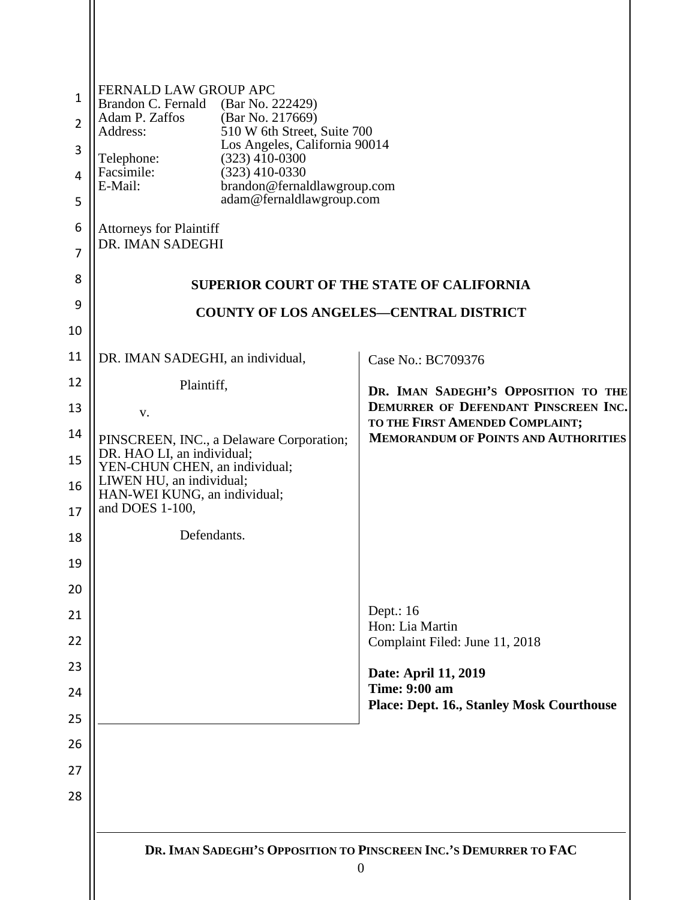FERNALD LAW GROUP APC
Brandon C. Fernald (Bar No. 222429)
Adam P. Zaffos (Bar No. 217669)
Address: 510 W 6th Street, Suite 700
Los Angeles, California 90014
Telephone: (323) 410-0300
Facsimile: (323) 410-0330
E-Mail: brandon@fernaldlawgroup.com
adam@fernaldlawgroup.com

Attorneys for Plaintiff
DR. IMAN SADEGHI

**SUPERIOR COURT OF THE STATE OF CALIFORNIA**

**COUNTY OF LOS ANGELES—CENTRAL DISTRICT**

DR. IMAN SADEGHI, an individual,

Plaintiff,

v.

PINSCREEN, INC., a Delaware Corporation;
DR. HAO LI, an individual;
YEN-CHUN CHEN, an individual;
LIWEN HU, an individual;
HAN-WEI KUNG, an individual;
and DOES 1-100,

Defendants.

Case No.: BC709376

**DR. IMAN SADEGHI'S OPPOSITION TO THE DEMURRER OF DEFENDANT PINSCREEN INC. TO THE FIRST AMENDED COMPLAINT; MEMORANDUM OF POINTS AND AUTHORITIES**

Dept.: 16
Hon: Lia Martin
Complaint Filed: June 11, 2018

**Date: April 11, 2019**
**Time: 9:00 am**
**Place: Dept. 16., Stanley Mosk Courthouse**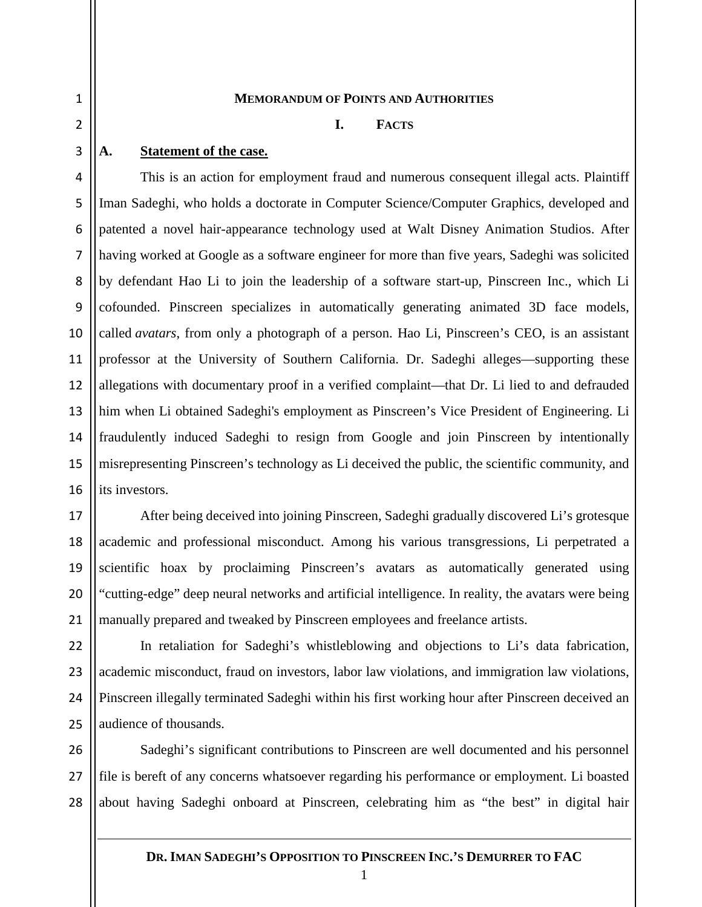# MEMORANDUM OF POINTS AND AUTHORITIES

## I. FACTS

### A. Statement of the case.

This is an action for employment fraud and numerous consequent illegal acts. Plaintiff Iman Sadeghi, who holds a doctorate in Computer Science/Computer Graphics, developed and patented a novel hair-appearance technology used at Walt Disney Animation Studios. After having worked at Google as a software engineer for more than five years, Sadeghi was solicited by defendant Hao Li to join the leadership of a software start-up, Pinscreen Inc., which Li cofounded. Pinscreen specializes in automatically generating animated 3D face models, called *avatars*, from only a photograph of a person. Hao Li, Pinscreen's CEO, is an assistant professor at the University of Southern California. Dr. Sadeghi alleges—supporting these allegations with documentary proof in a verified complaint—that Dr. Li lied to and defrauded him when Li obtained Sadeghi's employment as Pinscreen's Vice President of Engineering. Li fraudulently induced Sadeghi to resign from Google and join Pinscreen by intentionally misrepresenting Pinscreen's technology as Li deceived the public, the scientific community, and its investors.

After being deceived into joining Pinscreen, Sadeghi gradually discovered Li's grotesque academic and professional misconduct. Among his various transgressions, Li perpetrated a scientific hoax by proclaiming Pinscreen's avatars as automatically generated using "cutting-edge" deep neural networks and artificial intelligence. In reality, the avatars were being manually prepared and tweaked by Pinscreen employees and freelance artists.

In retaliation for Sadeghi's whistleblowing and objections to Li's data fabrication, academic misconduct, fraud on investors, labor law violations, and immigration law violations, Pinscreen illegally terminated Sadeghi within his first working hour after Pinscreen deceived an audience of thousands.

Sadeghi's significant contributions to Pinscreen are well documented and his personnel file is bereft of any concerns whatsoever regarding his performance or employment. Li boasted about having Sadeghi onboard at Pinscreen, celebrating him as "the best" in digital hair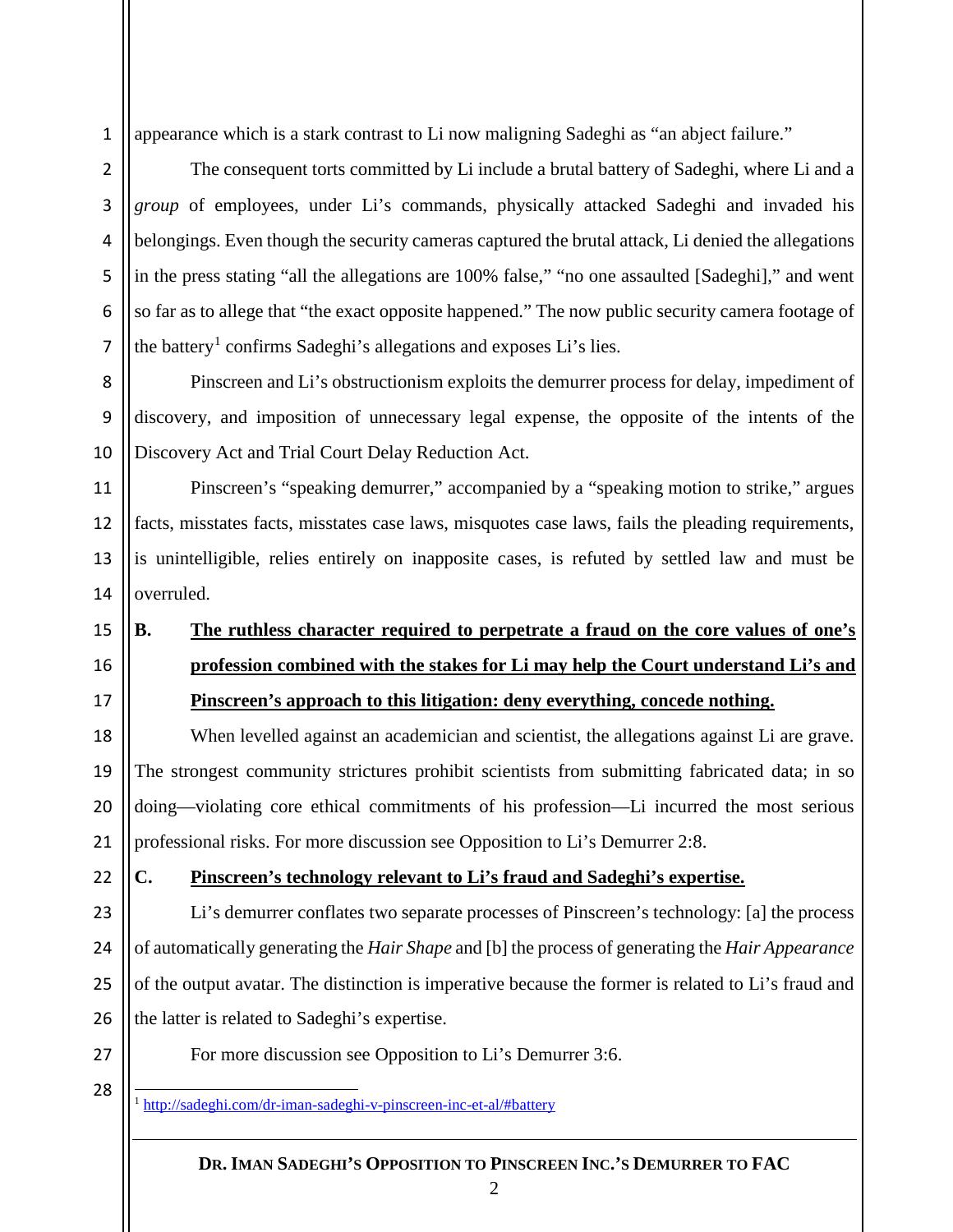appearance which is a stark contrast to Li now maligning Sadeghi as "an abject failure."

The consequent torts committed by Li include a brutal battery of Sadeghi, where Li and a *group* of employees, under Li's commands, physically attacked Sadeghi and invaded his belongings. Even though the security cameras captured the brutal attack, Li denied the allegations in the press stating "all the allegations are 100% false," "no one assaulted [Sadeghi]," and went so far as to allege that "the exact opposite happened." The now public security camera footage of the battery[1] confirms Sadeghi's allegations and exposes Li's lies.

Pinscreen and Li's obstructionism exploits the demurrer process for delay, impediment of discovery, and imposition of unnecessary legal expense, the opposite of the intents of the Discovery Act and Trial Court Delay Reduction Act.

Pinscreen's "speaking demurrer," accompanied by a "speaking motion to strike," argues facts, misstates facts, misstates case laws, misquotes case laws, fails the pleading requirements, is unintelligible, relies entirely on inapposite cases, is refuted by settled law and must be overruled.

### B. The ruthless character required to perpetrate a fraud on the core values of one's profession combined with the stakes for Li may help the Court understand Li's and Pinscreen's approach to this litigation: deny everything, concede nothing.

When levelled against an academician and scientist, the allegations against Li are grave. The strongest community strictures prohibit scientists from submitting fabricated data; in so doing—violating core ethical commitments of his profession—Li incurred the most serious professional risks. For more discussion see Opposition to Li's Demurrer 2:8.

### C. Pinscreen's technology relevant to Li's fraud and Sadeghi's expertise.

Li's demurrer conflates two separate processes of Pinscreen's technology: [a] the process of automatically generating the *Hair Shape* and [b] the process of generating the *Hair Appearance* of the output avatar. The distinction is imperative because the former is related to Li's fraud and the latter is related to Sadeghi's expertise.

For more discussion see Opposition to Li's Demurrer 3:6.

[1] http://sadeghi.com/dr-iman-sadeghi-v-pinscreen-inc-et-al/#battery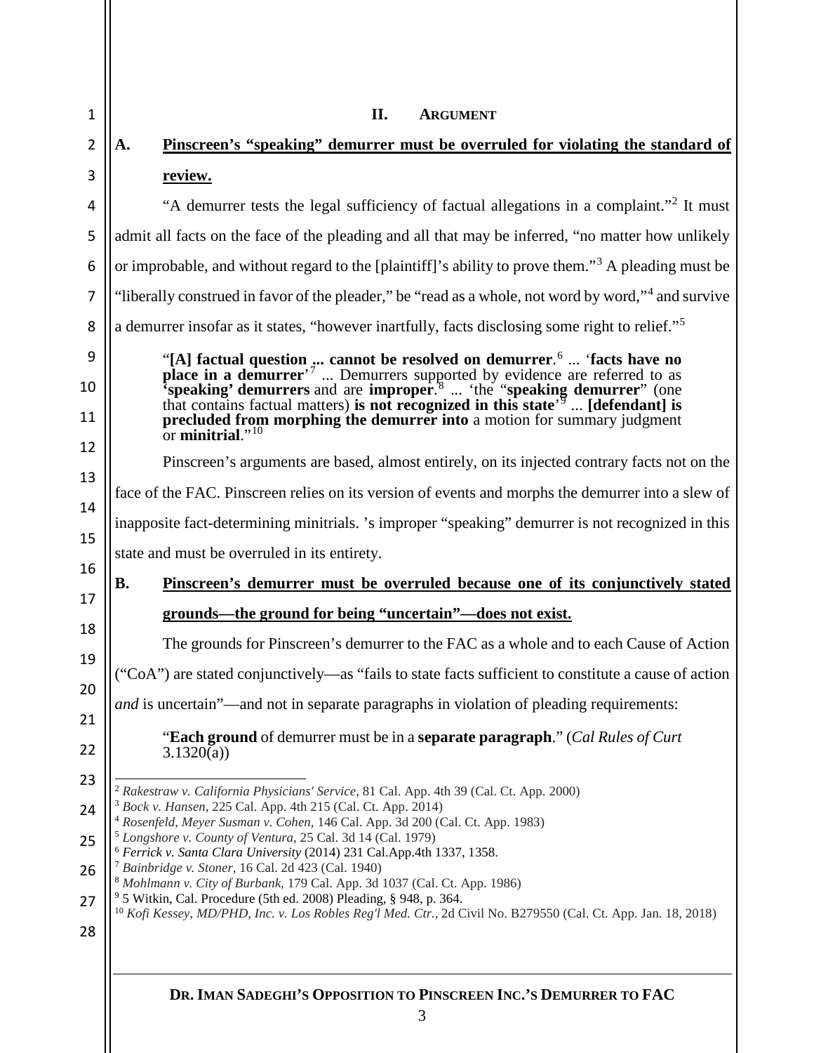## II. ARGUMENT

### A. Pinscreen's "speaking" demurrer must be overruled for violating the standard of review.

"A demurrer tests the legal sufficiency of factual allegations in a complaint."[2] It must admit all facts on the face of the pleading and all that may be inferred, "no matter how unlikely or improbable, and without regard to the [plaintiff]'s ability to prove them."[3] A pleading must be "liberally construed in favor of the pleader," be "read as a whole, not word by word,"[4] and survive a demurrer insofar as it states, "however inartfully, facts disclosing some right to relief."[5]

> "**[A] factual question ... cannot be resolved on demurrer**.[6] ... '**facts have no place in a demurrer**'[7] ... Demurrers supported by evidence are referred to as **'speaking' demurrers** and are **improper**.[8] ... 'the "**speaking demurrer**" (one that contains factual matters) **is not recognized in this state**'[9] ... **[defendant] is precluded from morphing the demurrer into** a motion for summary judgment or **minitrial**."[10]

Pinscreen's arguments are based, almost entirely, on its injected contrary facts not on the face of the FAC. Pinscreen relies on its version of events and morphs the demurrer into a slew of inapposite fact-determining minitrials. 's improper "speaking" demurrer is not recognized in this state and must be overruled in its entirety.

### B. Pinscreen's demurrer must be overruled because one of its conjunctively stated grounds—the ground for being "uncertain"—does not exist.

The grounds for Pinscreen's demurrer to the FAC as a whole and to each Cause of Action ("CoA") are stated conjunctively—as "fails to state facts sufficient to constitute a cause of action *and* is uncertain"—and not in separate paragraphs in violation of pleading requirements:

> "**Each ground** of demurrer must be in a **separate paragraph**." (*Cal Rules of Curt* 3.1320(a))

---

[2] *Rakestraw v. California Physicians' Service*, 81 Cal. App. 4th 39 (Cal. Ct. App. 2000)
[3] *Bock v. Hansen*, 225 Cal. App. 4th 215 (Cal. Ct. App. 2014)
[4] *Rosenfeld, Meyer Susman v. Cohen*, 146 Cal. App. 3d 200 (Cal. Ct. App. 1983)
[5] *Longshore v. County of Ventura*, 25 Cal. 3d 14 (Cal. 1979)
[6] *Ferrick v. Santa Clara University* (2014) 231 Cal.App.4th 1337, 1358.
[7] *Bainbridge v. Stoner*, 16 Cal. 2d 423 (Cal. 1940)
[8] *Mohlmann v. City of Burbank*, 179 Cal. App. 3d 1037 (Cal. Ct. App. 1986)
[9] 5 Witkin, Cal. Procedure (5th ed. 2008) Pleading, § 948, p. 364.
[10] *Kofi Kessey, MD/PHD, Inc. v. Los Robles Reg'l Med. Ctr.*, 2d Civil No. B279550 (Cal. Ct. App. Jan. 18, 2018)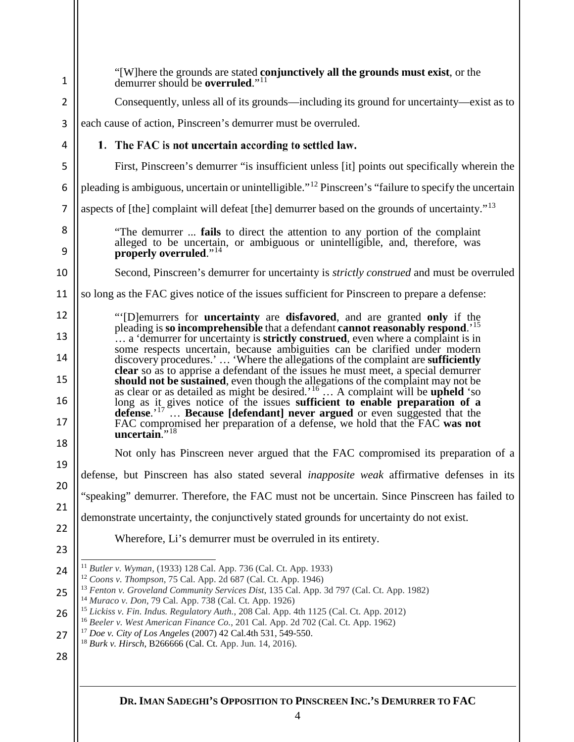> "[W]here the grounds are stated **conjunctively all the grounds must exist**, or the demurrer should be **overruled**."[11]

Consequently, unless all of its grounds—including its ground for uncertainty—exist as to each cause of action, Pinscreen's demurrer must be overruled.

### 1. The FAC is not uncertain according to settled law.

First, Pinscreen's demurrer "is insufficient unless [it] points out specifically wherein the pleading is ambiguous, uncertain or unintelligible."[12] Pinscreen's "failure to specify the uncertain aspects of [the] complaint will defeat [the] demurrer based on the grounds of uncertainty."[13]

> "The demurrer ... **fails** to direct the attention to any portion of the complaint alleged to be uncertain, or ambiguous or unintelligible, and, therefore, was **properly overruled**."[14]

Second, Pinscreen's demurrer for uncertainty is *strictly construed* and must be overruled so long as the FAC gives notice of the issues sufficient for Pinscreen to prepare a defense:

> "'[D]emurrers for **uncertainty** are **disfavored**, and are granted **only** if the pleading is **so incomprehensible** that a defendant **cannot reasonably respond**.'[15] … a 'demurrer for uncertainty is **strictly construed**, even where a complaint is in some respects uncertain, because ambiguities can be clarified under modern discovery procedures.' … 'Where the allegations of the complaint are **sufficiently clear** so as to apprise a defendant of the issues he must meet, a special demurrer **should not be sustained**, even though the allegations of the complaint may not be as clear or as detailed as might be desired.'[16] … A complaint will be **upheld** 'so long as it gives notice of the issues **sufficient to enable preparation of a defense**.'[17] … **Because [defendant] never argued** or even suggested that the FAC compromised her preparation of a defense, we hold that the FAC **was not uncertain**."[18]

Not only has Pinscreen never argued that the FAC compromised its preparation of a defense, but Pinscreen has also stated several *inapposite weak* affirmative defenses in its "speaking" demurrer. Therefore, the FAC must not be uncertain. Since Pinscreen has failed to demonstrate uncertainty, the conjunctively stated grounds for uncertainty do not exist.

Wherefore, Li's demurrer must be overruled in its entirety.

---

[11] *Butler v. Wyman*, (1933) 128 Cal. App. 736 (Cal. Ct. App. 1933)
[12] *Coons v. Thompson*, 75 Cal. App. 2d 687 (Cal. Ct. App. 1946)
[13] *Fenton v. Groveland Community Services Dist*, 135 Cal. App. 3d 797 (Cal. Ct. App. 1982)
[14] *Muraco v. Don*, 79 Cal. App. 738 (Cal. Ct. App. 1926)
[15] *Lickiss v. Fin. Indus. Regulatory Auth.*, 208 Cal. App. 4th 1125 (Cal. Ct. App. 2012)
[16] *Beeler v. West American Finance Co.*, 201 Cal. App. 2d 702 (Cal. Ct. App. 1962)
[17] *Doe v. City of Los Angeles* (2007) 42 Cal.4th 531, 549-550.
[18] *Burk v. Hirsch*, B266666 (Cal. Ct. App. Jun. 14, 2016).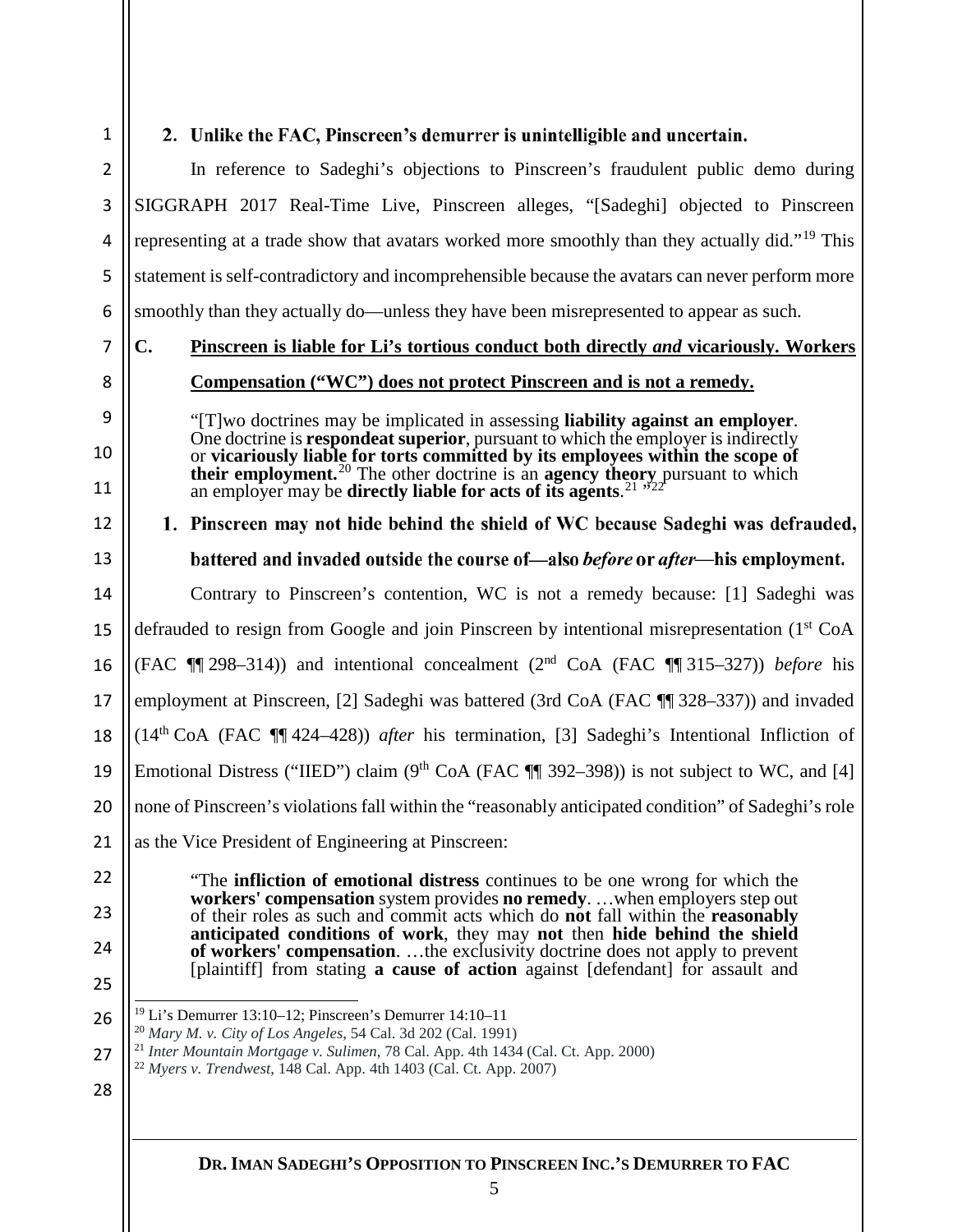### 2. Unlike the FAC, Pinscreen's demurrer is unintelligible and uncertain.

In reference to Sadeghi's objections to Pinscreen's fraudulent public demo during SIGGRAPH 2017 Real-Time Live, Pinscreen alleges, "[Sadeghi] objected to Pinscreen representing at a trade show that avatars worked more smoothly than they actually did."[19] This statement is self-contradictory and incomprehensible because the avatars can never perform more smoothly than they actually do—unless they have been misrepresented to appear as such.

## C. Pinscreen is liable for Li's tortious conduct both directly *and* vicariously. Workers Compensation ("WC") does not protect Pinscreen and is not a remedy.

> "[T]wo doctrines may be implicated in assessing **liability against an employer**. One doctrine is **respondeat superior**, pursuant to which the employer is indirectly or **vicariously liable for torts committed by its employees within the scope of their employment.**[20] The other doctrine is an **agency theory** pursuant to which an employer may be **directly liable for acts of its agents**.[21] "[22]

### 1. Pinscreen may not hide behind the shield of WC because Sadeghi was defrauded, battered and invaded outside the course of—also *before* or *after*—his employment.

Contrary to Pinscreen's contention, WC is not a remedy because: [1] Sadeghi was defrauded to resign from Google and join Pinscreen by intentional misrepresentation (1st CoA (FAC ¶¶ 298–314)) and intentional concealment (2nd CoA (FAC ¶¶ 315–327)) *before* his employment at Pinscreen, [2] Sadeghi was battered (3rd CoA (FAC ¶¶ 328–337)) and invaded (14th CoA (FAC ¶¶ 424–428)) *after* his termination, [3] Sadeghi's Intentional Infliction of Emotional Distress ("IIED") claim (9th CoA (FAC ¶¶ 392–398)) is not subject to WC, and [4] none of Pinscreen's violations fall within the "reasonably anticipated condition" of Sadeghi's role as the Vice President of Engineering at Pinscreen:

> "The **infliction of emotional distress** continues to be one wrong for which the **workers' compensation** system provides **no remedy**. …when employers step out of their roles as such and commit acts which do **not** fall within the **reasonably anticipated conditions of work**, they may **not** then **hide behind the shield of workers' compensation**. …the exclusivity doctrine does not apply to prevent [plaintiff] from stating **a cause of action** against [defendant] for assault and

---

[19] Li's Demurrer 13:10–12; Pinscreen's Demurrer 14:10–11

[20] *Mary M. v. City of Los Angeles*, 54 Cal. 3d 202 (Cal. 1991)

[21] *Inter Mountain Mortgage v. Sulimen*, 78 Cal. App. 4th 1434 (Cal. Ct. App. 2000)

[22] *Myers v. Trendwest*, 148 Cal. App. 4th 1403 (Cal. Ct. App. 2007)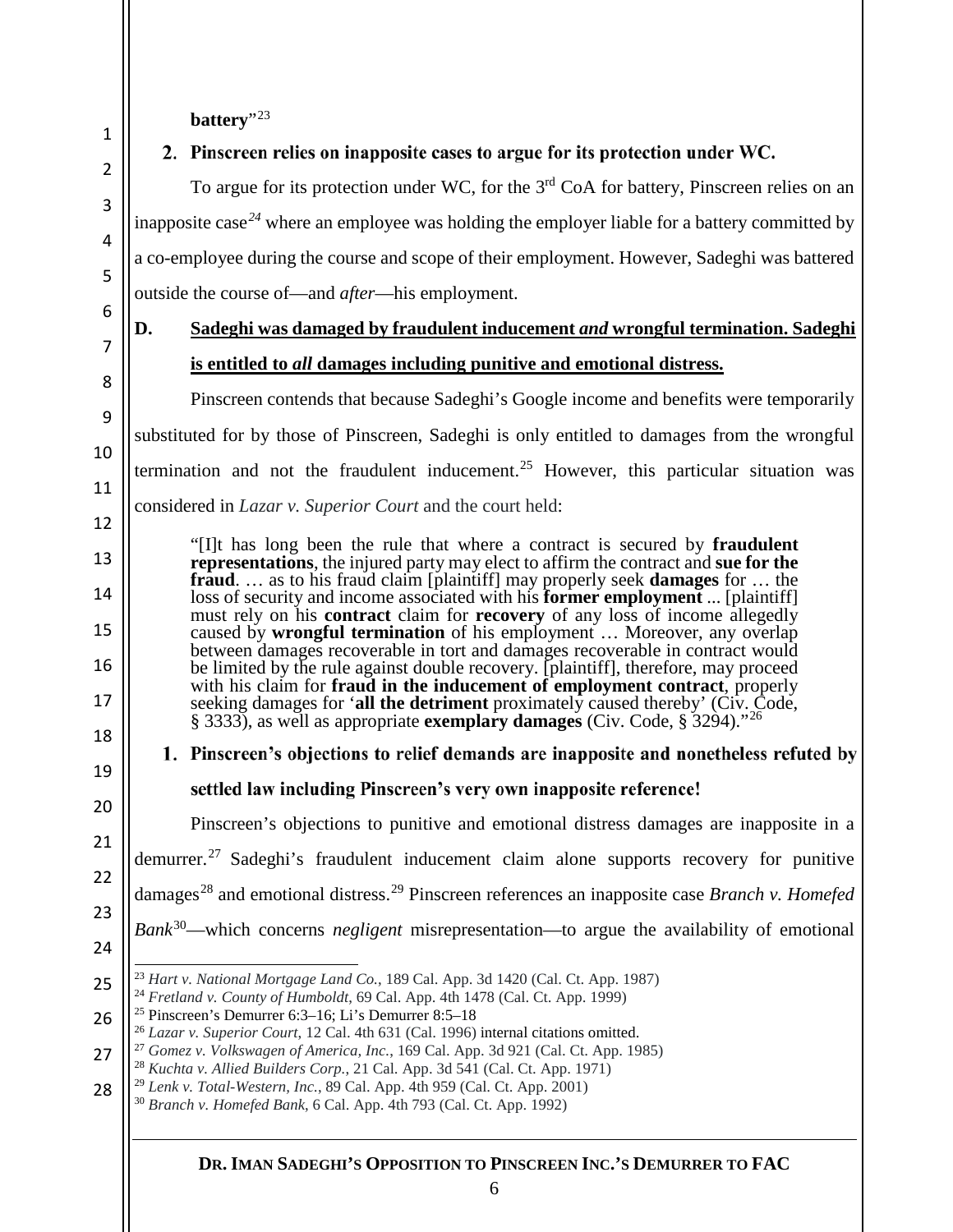**battery**"[23]

### 2. Pinscreen relies on inapposite cases to argue for its protection under WC.

To argue for its protection under WC, for the 3rd CoA for battery, Pinscreen relies on an inapposite case[24] where an employee was holding the employer liable for a battery committed by a co-employee during the course and scope of their employment. However, Sadeghi was battered outside the course of—and *after*—his employment.

## D. Sadeghi was damaged by fraudulent inducement *and* wrongful termination. Sadeghi is entitled to *all* damages including punitive and emotional distress.

Pinscreen contends that because Sadeghi's Google income and benefits were temporarily substituted for by those of Pinscreen, Sadeghi is only entitled to damages from the wrongful termination and not the fraudulent inducement.[25] However, this particular situation was considered in *Lazar v. Superior Court* and the court held:

> "[I]t has long been the rule that where a contract is secured by **fraudulent representations**, the injured party may elect to affirm the contract and **sue for the fraud**. … as to his fraud claim [plaintiff] may properly seek **damages** for … the loss of security and income associated with his **former employment** ... [plaintiff] must rely on his **contract** claim for **recovery** of any loss of income allegedly caused by **wrongful termination** of his employment … Moreover, any overlap between damages recoverable in tort and damages recoverable in contract would be limited by the rule against double recovery. [plaintiff], therefore, may proceed with his claim for **fraud in the inducement of employment contract**, properly seeking damages for '**all the detriment** proximately caused thereby' (Civ. Code, § 3333), as well as appropriate **exemplary damages** (Civ. Code, § 3294)."[26]

### 1. Pinscreen's objections to relief demands are inapposite and nonetheless refuted by settled law including Pinscreen's very own inapposite reference!

Pinscreen's objections to punitive and emotional distress damages are inapposite in a demurrer.[27] Sadeghi's fraudulent inducement claim alone supports recovery for punitive damages[28] and emotional distress.[29] Pinscreen references an inapposite case *Branch v. Homefed Bank*[30]—which concerns *negligent* misrepresentation—to argue the availability of emotional

---

[23] *Hart v. National Mortgage Land Co.*, 189 Cal. App. 3d 1420 (Cal. Ct. App. 1987)

[24] *Fretland v. County of Humboldt*, 69 Cal. App. 4th 1478 (Cal. Ct. App. 1999)

[25] Pinscreen's Demurrer 6:3–16; Li's Demurrer 8:5–18

[26] *Lazar v. Superior Court*, 12 Cal. 4th 631 (Cal. 1996) internal citations omitted.

[27] *Gomez v. Volkswagen of America, Inc.*, 169 Cal. App. 3d 921 (Cal. Ct. App. 1985)

[28] *Kuchta v. Allied Builders Corp.*, 21 Cal. App. 3d 541 (Cal. Ct. App. 1971)

[29] *Lenk v. Total-Western, Inc.*, 89 Cal. App. 4th 959 (Cal. Ct. App. 2001)

[30] *Branch v. Homefed Bank*, 6 Cal. App. 4th 793 (Cal. Ct. App. 1992)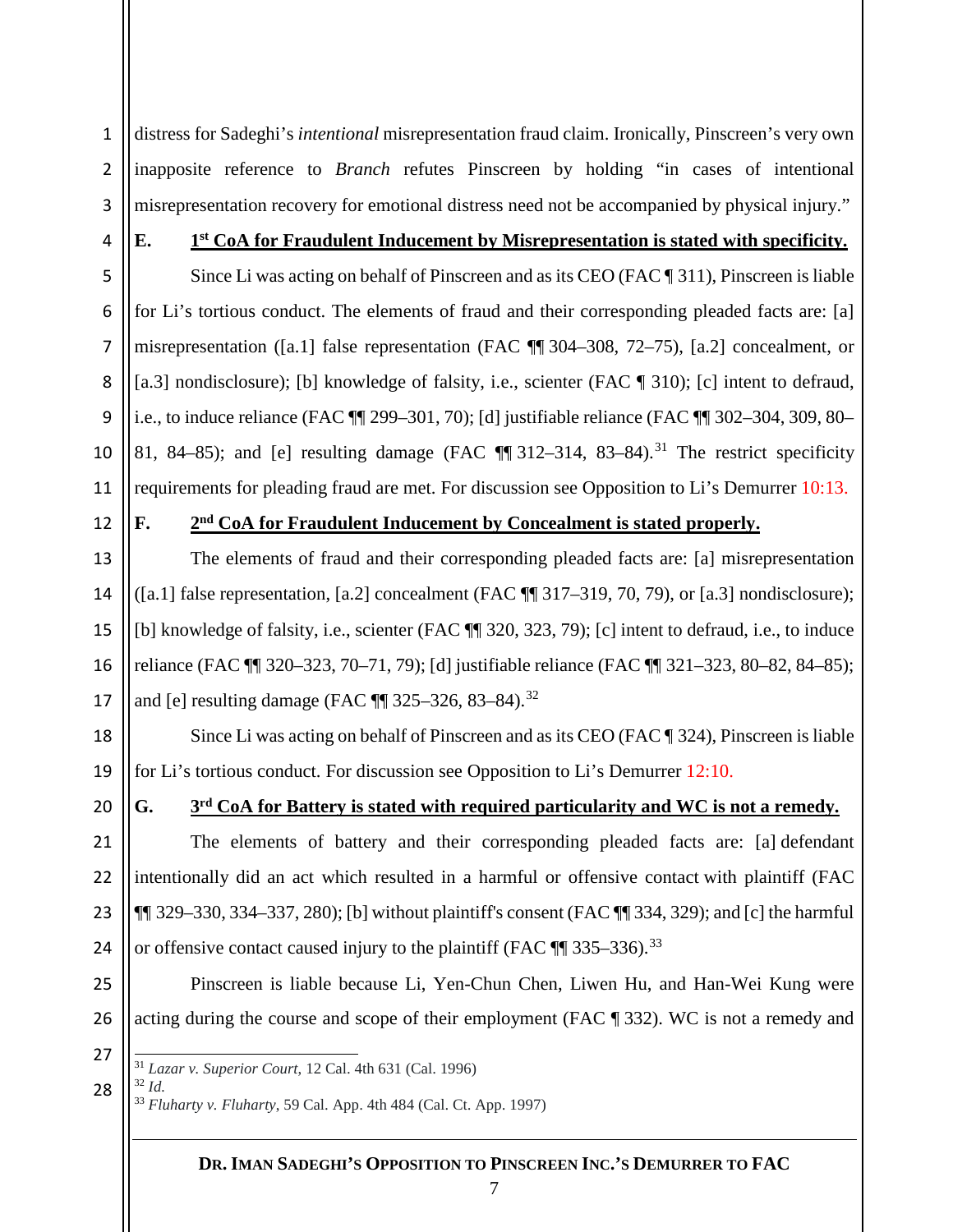distress for Sadeghi's *intentional* misrepresentation fraud claim. Ironically, Pinscreen's very own inapposite reference to *Branch* refutes Pinscreen by holding "in cases of intentional misrepresentation recovery for emotional distress need not be accompanied by physical injury."

**E. 1st CoA for Fraudulent Inducement by Misrepresentation is stated with specificity.**

Since Li was acting on behalf of Pinscreen and as its CEO (FAC ¶ 311), Pinscreen is liable for Li's tortious conduct. The elements of fraud and their corresponding pleaded facts are: [a] misrepresentation ([a.1] false representation (FAC ¶¶ 304–308, 72–75), [a.2] concealment, or [a.3] nondisclosure); [b] knowledge of falsity, i.e., scienter (FAC ¶ 310); [c] intent to defraud, i.e., to induce reliance (FAC ¶¶ 299–301, 70); [d] justifiable reliance (FAC ¶¶ 302–304, 309, 80–81, 84–85); and [e] resulting damage (FAC ¶¶ 312–314, 83–84).[31] The restrict specificity requirements for pleading fraud are met. For discussion see Opposition to Li's Demurrer 10:13.

**F. 2nd CoA for Fraudulent Inducement by Concealment is stated properly.**

The elements of fraud and their corresponding pleaded facts are: [a] misrepresentation ([a.1] false representation, [a.2] concealment (FAC ¶¶ 317–319, 70, 79), or [a.3] nondisclosure); [b] knowledge of falsity, i.e., scienter (FAC ¶¶ 320, 323, 79); [c] intent to defraud, i.e., to induce reliance (FAC ¶¶ 320–323, 70–71, 79); [d] justifiable reliance (FAC ¶¶ 321–323, 80–82, 84–85); and [e] resulting damage (FAC ¶¶ 325–326, 83–84).[32]

Since Li was acting on behalf of Pinscreen and as its CEO (FAC ¶ 324), Pinscreen is liable for Li's tortious conduct. For discussion see Opposition to Li's Demurrer 12:10.

**G. 3rd CoA for Battery is stated with required particularity and WC is not a remedy.**

The elements of battery and their corresponding pleaded facts are: [a] defendant intentionally did an act which resulted in a harmful or offensive contact with plaintiff (FAC ¶¶ 329–330, 334–337, 280); [b] without plaintiff's consent (FAC ¶¶ 334, 329); and [c] the harmful or offensive contact caused injury to the plaintiff (FAC ¶¶ 335–336).[33]

Pinscreen is liable because Li, Yen-Chun Chen, Liwen Hu, and Han-Wei Kung were acting during the course and scope of their employment (FAC ¶ 332). WC is not a remedy and

---

[31] *Lazar v. Superior Court*, 12 Cal. 4th 631 (Cal. 1996)

[32] *Id.*

[33] *Fluharty v. Fluharty*, 59 Cal. App. 4th 484 (Cal. Ct. App. 1997)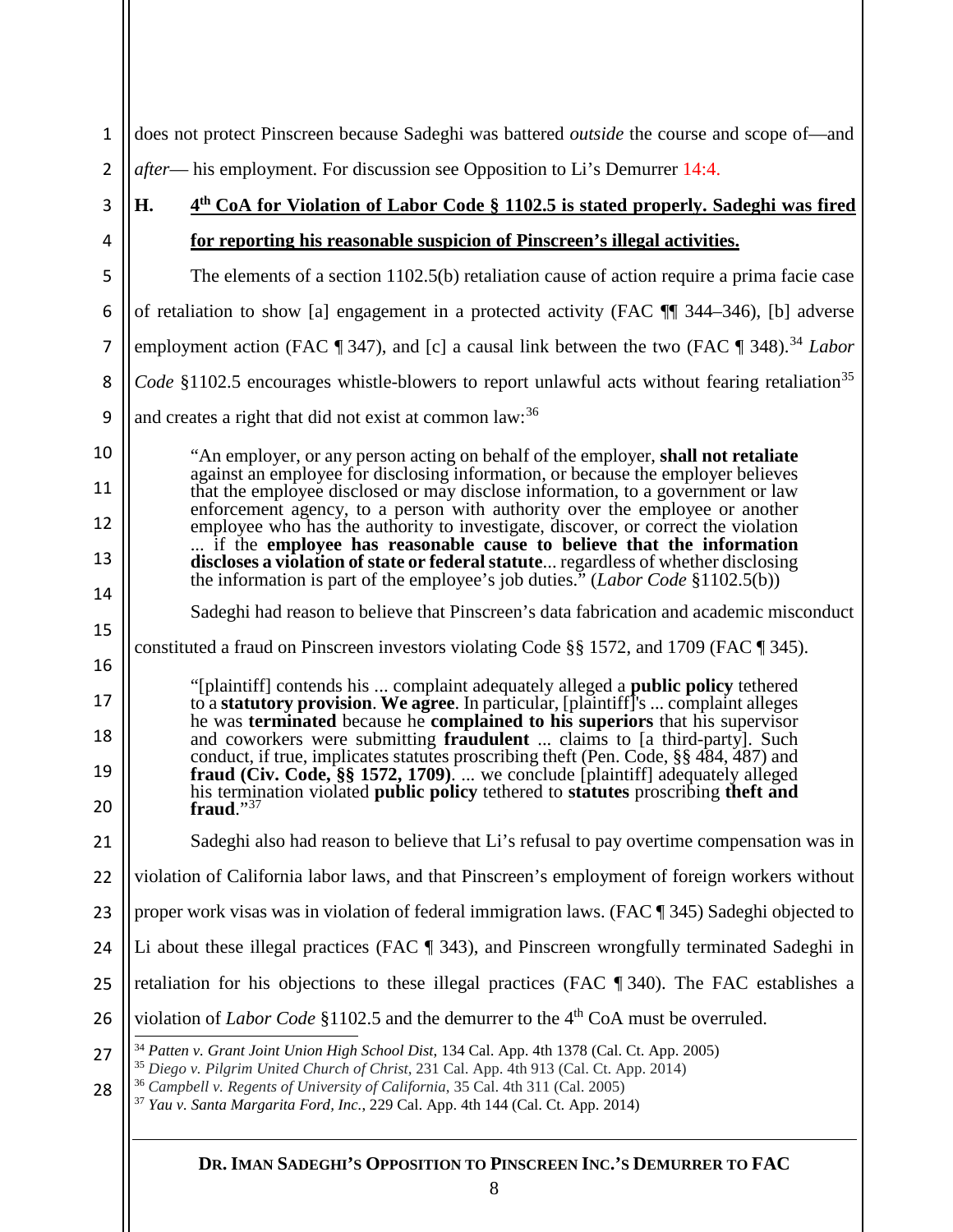does not protect Pinscreen because Sadeghi was battered *outside* the course and scope of—and *after*— his employment. For discussion see Opposition to Li's Demurrer 14:4.

### H. 4th CoA for Violation of Labor Code § 1102.5 is stated properly. Sadeghi was fired for reporting his reasonable suspicion of Pinscreen's illegal activities.

The elements of a section 1102.5(b) retaliation cause of action require a prima facie case of retaliation to show [a] engagement in a protected activity (FAC ¶¶ 344–346), [b] adverse employment action (FAC ¶ 347), and [c] a causal link between the two (FAC ¶ 348).[34] *Labor Code* §1102.5 encourages whistle-blowers to report unlawful acts without fearing retaliation[35] and creates a right that did not exist at common law:[36]

> "An employer, or any person acting on behalf of the employer, **shall not retaliate** against an employee for disclosing information, or because the employer believes that the employee disclosed or may disclose information, to a government or law enforcement agency, to a person with authority over the employee or another employee who has the authority to investigate, discover, or correct the violation ... if the **employee has reasonable cause to believe that the information discloses a violation of state or federal statute**... regardless of whether disclosing the information is part of the employee's job duties." (*Labor Code* §1102.5(b))

Sadeghi had reason to believe that Pinscreen's data fabrication and academic misconduct constituted a fraud on Pinscreen investors violating Code §§ 1572, and 1709 (FAC ¶ 345).

> "[plaintiff] contends his ... complaint adequately alleged a **public policy** tethered to a **statutory provision**. **We agree**. In particular, [plaintiff]'s ... complaint alleges he was **terminated** because he **complained to his superiors** that his supervisor and coworkers were submitting **fraudulent** ... claims to [a third-party]. Such conduct, if true, implicates statutes proscribing theft (Pen. Code, §§ 484, 487) and **fraud (Civ. Code, §§ 1572, 1709)**. ... we conclude [plaintiff] adequately alleged his termination violated **public policy** tethered to **statutes** proscribing **theft and fraud**."[37]

Sadeghi also had reason to believe that Li's refusal to pay overtime compensation was in violation of California labor laws, and that Pinscreen's employment of foreign workers without proper work visas was in violation of federal immigration laws. (FAC ¶ 345) Sadeghi objected to Li about these illegal practices (FAC ¶ 343), and Pinscreen wrongfully terminated Sadeghi in retaliation for his objections to these illegal practices (FAC ¶ 340). The FAC establishes a violation of *Labor Code* §1102.5 and the demurrer to the 4th CoA must be overruled.

---

[34] *Patten v. Grant Joint Union High School Dist*, 134 Cal. App. 4th 1378 (Cal. Ct. App. 2005)
[35] *Diego v. Pilgrim United Church of Christ*, 231 Cal. App. 4th 913 (Cal. Ct. App. 2014)
[36] *Campbell v. Regents of University of California*, 35 Cal. 4th 311 (Cal. 2005)
[37] *Yau v. Santa Margarita Ford, Inc.*, 229 Cal. App. 4th 144 (Cal. Ct. App. 2014)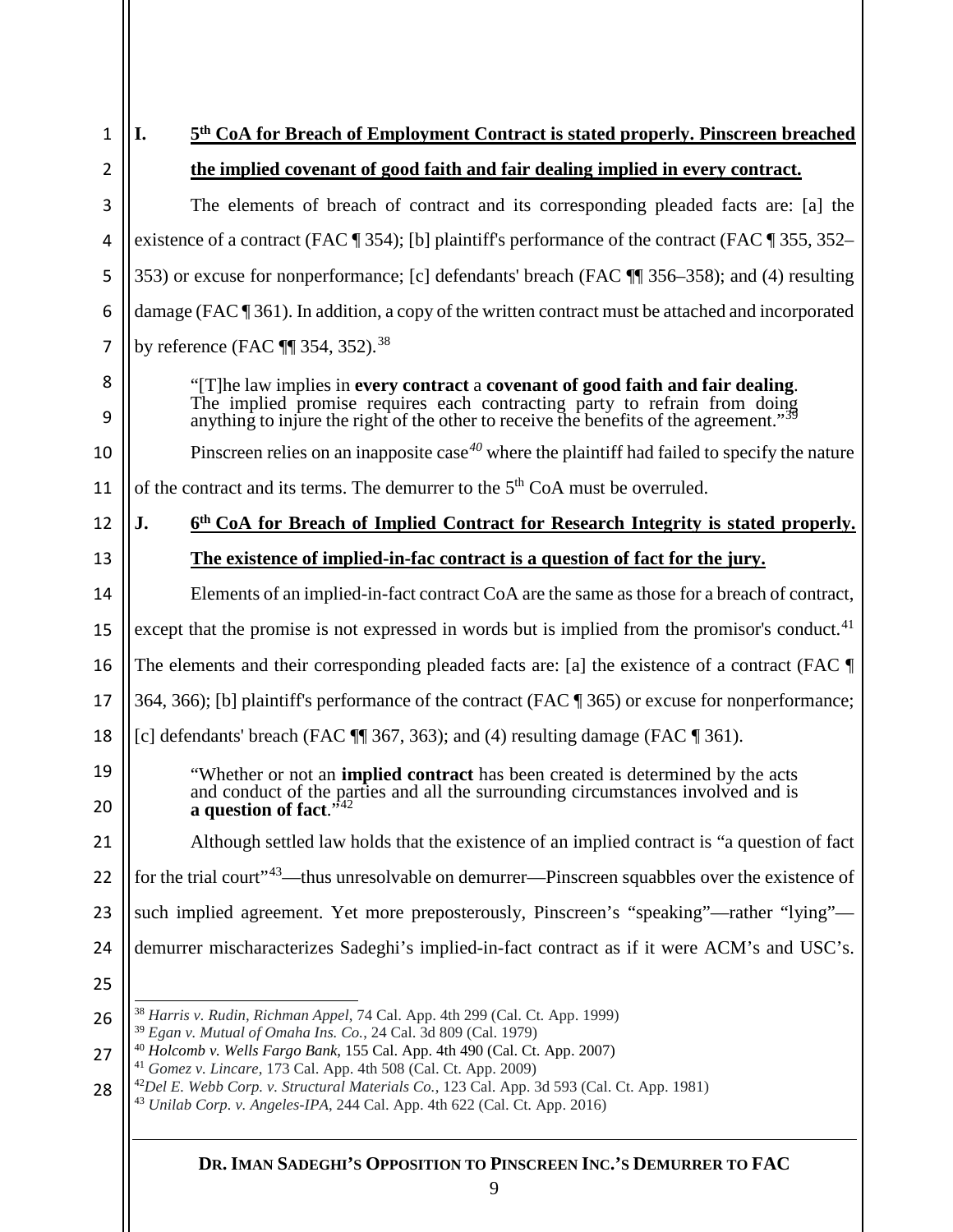## I. 5th CoA for Breach of Employment Contract is stated properly. Pinscreen breached the implied covenant of good faith and fair dealing implied in every contract.

The elements of breach of contract and its corresponding pleaded facts are: [a] the existence of a contract (FAC ¶ 354); [b] plaintiff's performance of the contract (FAC ¶ 355, 352–353) or excuse for nonperformance; [c] defendants' breach (FAC ¶¶ 356–358); and (4) resulting damage (FAC ¶ 361). In addition, a copy of the written contract must be attached and incorporated by reference (FAC ¶¶ 354, 352).[38]

> "[T]he law implies in **every contract** a **covenant of good faith and fair dealing**. The implied promise requires each contracting party to refrain from doing anything to injure the right of the other to receive the benefits of the agreement."[39]

Pinscreen relies on an inapposite case[40] where the plaintiff had failed to specify the nature of the contract and its terms. The demurrer to the 5th CoA must be overruled.

## J. 6th CoA for Breach of Implied Contract for Research Integrity is stated properly. The existence of implied-in-fac contract is a question of fact for the jury.

Elements of an implied-in-fact contract CoA are the same as those for a breach of contract, except that the promise is not expressed in words but is implied from the promisor's conduct.[41] The elements and their corresponding pleaded facts are: [a] the existence of a contract (FAC ¶ 364, 366); [b] plaintiff's performance of the contract (FAC ¶ 365) or excuse for nonperformance; [c] defendants' breach (FAC ¶¶ 367, 363); and (4) resulting damage (FAC ¶ 361).

> "Whether or not an **implied contract** has been created is determined by the acts and conduct of the parties and all the surrounding circumstances involved and is **a question of fact**."[42]

Although settled law holds that the existence of an implied contract is "a question of fact for the trial court"[43]—thus unresolvable on demurrer—Pinscreen squabbles over the existence of such implied agreement. Yet more preposterously, Pinscreen's "speaking"—rather "lying"—demurrer mischaracterizes Sadeghi's implied-in-fact contract as if it were ACM's and USC's.

---

[38] *Harris v. Rudin, Richman Appel*, 74 Cal. App. 4th 299 (Cal. Ct. App. 1999)

[39] *Egan v. Mutual of Omaha Ins. Co.*, 24 Cal. 3d 809 (Cal. 1979)

[40] *Holcomb v. Wells Fargo Bank*, 155 Cal. App. 4th 490 (Cal. Ct. App. 2007)

[41] *Gomez v. Lincare*, 173 Cal. App. 4th 508 (Cal. Ct. App. 2009)

[42] *Del E. Webb Corp. v. Structural Materials Co.*, 123 Cal. App. 3d 593 (Cal. Ct. App. 1981)

[43] *Unilab Corp. v. Angeles-IPA*, 244 Cal. App. 4th 622 (Cal. Ct. App. 2016)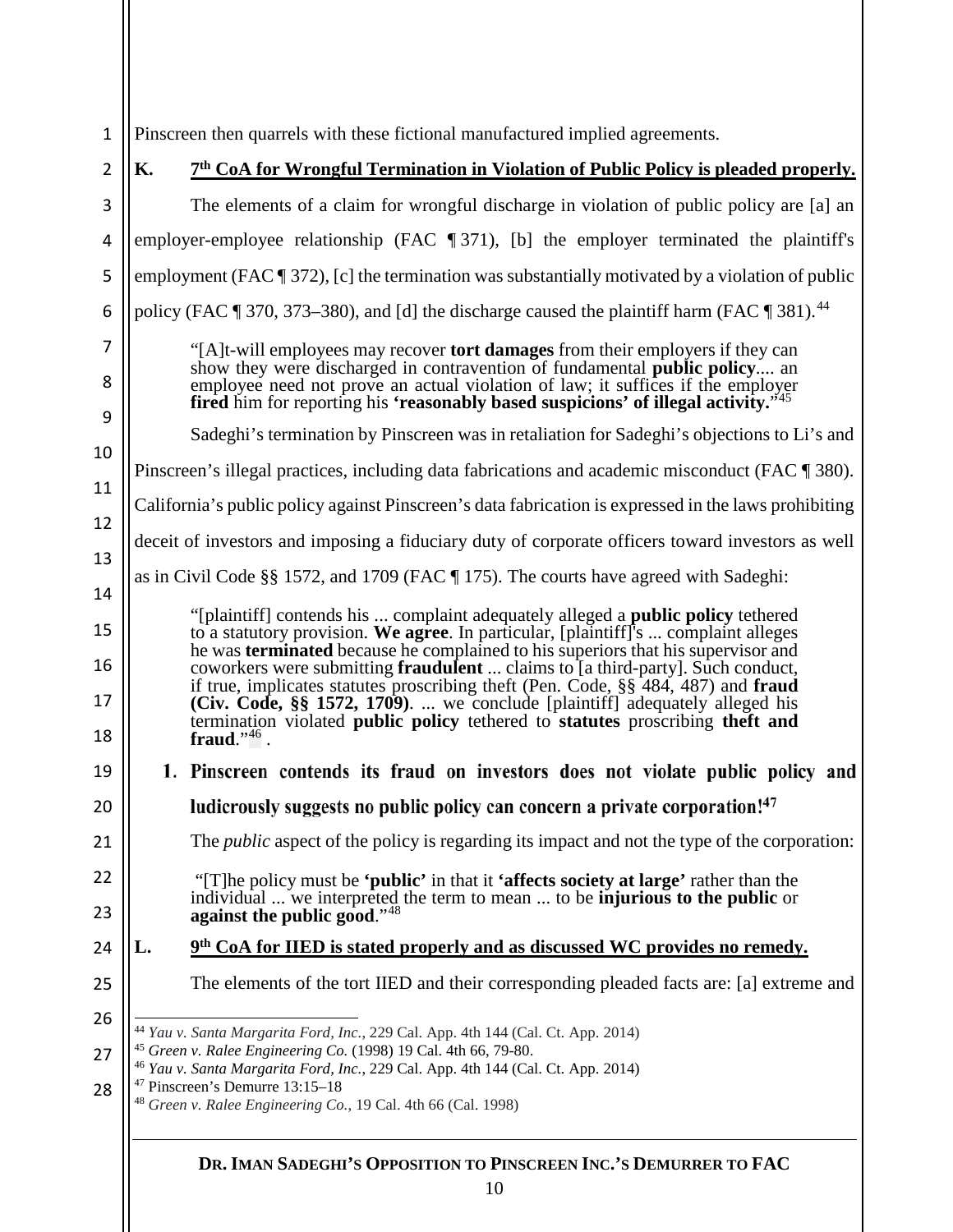Pinscreen then quarrels with these fictional manufactured implied agreements.

## K. 7th CoA for Wrongful Termination in Violation of Public Policy is pleaded properly.

The elements of a claim for wrongful discharge in violation of public policy are [a] an employer-employee relationship (FAC ¶ 371), [b] the employer terminated the plaintiff's employment (FAC ¶ 372), [c] the termination was substantially motivated by a violation of public policy (FAC ¶ 370, 373–380), and [d] the discharge caused the plaintiff harm (FAC ¶ 381).[44]

> "[A]t-will employees may recover **tort damages** from their employers if they can show they were discharged in contravention of fundamental **public policy**.... an employee need not prove an actual violation of law; it suffices if the employer **fired** him for reporting his **'reasonably based suspicions' of illegal activity.**"[45]

Sadeghi's termination by Pinscreen was in retaliation for Sadeghi's objections to Li's and Pinscreen's illegal practices, including data fabrications and academic misconduct (FAC ¶ 380). California's public policy against Pinscreen's data fabrication is expressed in the laws prohibiting deceit of investors and imposing a fiduciary duty of corporate officers toward investors as well as in Civil Code §§ 1572, and 1709 (FAC ¶ 175). The courts have agreed with Sadeghi:

> "[plaintiff] contends his ... complaint adequately alleged a **public policy** tethered to a statutory provision. **We agree**. In particular, [plaintiff]'s ... complaint alleges he was **terminated** because he complained to his superiors that his supervisor and coworkers were submitting **fraudulent** ... claims to [a third-party]. Such conduct, if true, implicates statutes proscribing theft (Pen. Code, §§ 484, 487) and **fraud (Civ. Code, §§ 1572, 1709)**. ... we conclude [plaintiff] adequately alleged his termination violated **public policy** tethered to **statutes** proscribing **theft and fraud**."[46] .

### 1. Pinscreen contends its fraud on investors does not violate public policy and ludicrously suggests no public policy can concern a private corporation![47]

The *public* aspect of the policy is regarding its impact and not the type of the corporation:

> "[T]he policy must be **'public'** in that it **'affects society at large'** rather than the individual ... we interpreted the term to mean ... to be **injurious to the public** or **against the public good**."[48]

## L. 9th CoA for IIED is stated properly and as discussed WC provides no remedy.

The elements of the tort IIED and their corresponding pleaded facts are: [a] extreme and

---

[44] *Yau v. Santa Margarita Ford, Inc.*, 229 Cal. App. 4th 144 (Cal. Ct. App. 2014)

[45] *Green v. Ralee Engineering Co.* (1998) 19 Cal. 4th 66, 79-80.

[46] *Yau v. Santa Margarita Ford, Inc.*, 229 Cal. App. 4th 144 (Cal. Ct. App. 2014)

[47] Pinscreen's Demurre 13:15–18

[48] *Green v. Ralee Engineering Co.*, 19 Cal. 4th 66 (Cal. 1998)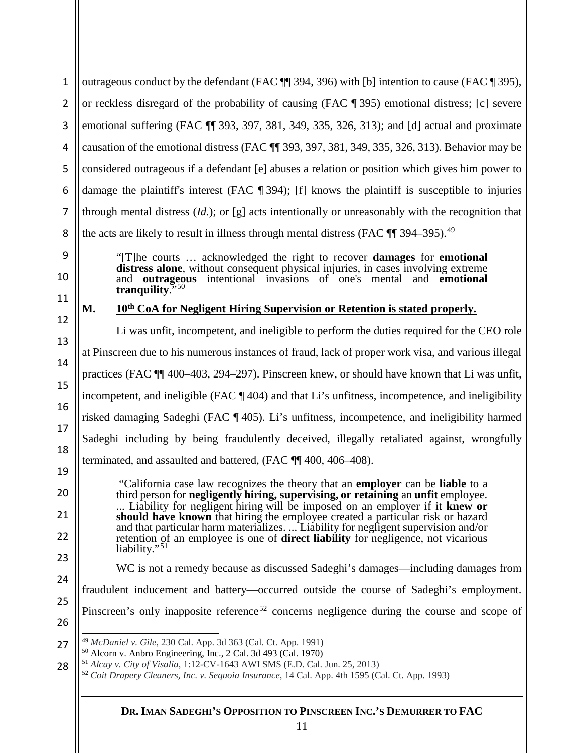outrageous conduct by the defendant (FAC ¶¶ 394, 396) with [b] intention to cause (FAC ¶ 395), or reckless disregard of the probability of causing (FAC ¶ 395) emotional distress; [c] severe emotional suffering (FAC ¶¶ 393, 397, 381, 349, 335, 326, 313); and [d] actual and proximate causation of the emotional distress (FAC ¶¶ 393, 397, 381, 349, 335, 326, 313). Behavior may be considered outrageous if a defendant [e] abuses a relation or position which gives him power to damage the plaintiff's interest (FAC ¶ 394); [f] knows the plaintiff is susceptible to injuries through mental distress (*Id.*); or [g] acts intentionally or unreasonably with the recognition that the acts are likely to result in illness through mental distress (FAC ¶¶ 394–395).[49]

> "[T]he courts … acknowledged the right to recover **damages** for **emotional distress alone**, without consequent physical injuries, in cases involving extreme and **outrageous** intentional invasions of one's mental and **emotional tranquility**."[50]

## M. 10th CoA for Negligent Hiring Supervision or Retention is stated properly.

Li was unfit, incompetent, and ineligible to perform the duties required for the CEO role at Pinscreen due to his numerous instances of fraud, lack of proper work visa, and various illegal practices (FAC ¶¶ 400–403, 294–297). Pinscreen knew, or should have known that Li was unfit, incompetent, and ineligible (FAC ¶ 404) and that Li's unfitness, incompetence, and ineligibility risked damaging Sadeghi (FAC ¶ 405). Li's unfitness, incompetence, and ineligibility harmed Sadeghi including by being fraudulently deceived, illegally retaliated against, wrongfully terminated, and assaulted and battered, (FAC ¶¶ 400, 406–408).

> "California case law recognizes the theory that an **employer** can be **liable** to a third person for **negligently hiring, supervising, or retaining** an **unfit** employee. ... Liability for negligent hiring will be imposed on an employer if it **knew or should have known** that hiring the employee created a particular risk or hazard and that particular harm materializes. ... Liability for negligent supervision and/or retention of an employee is one of **direct liability** for negligence, not vicarious liability."[51]

WC is not a remedy because as discussed Sadeghi's damages—including damages from fraudulent inducement and battery—occurred outside the course of Sadeghi's employment. Pinscreen's only inapposite reference[52] concerns negligence during the course and scope of

[49] *McDaniel v. Gile*, 230 Cal. App. 3d 363 (Cal. Ct. App. 1991)

[50] Alcorn v. Anbro Engineering, Inc., 2 Cal. 3d 493 (Cal. 1970)

[51] *Alcay v. City of Visalia*, 1:12-CV-1643 AWI SMS (E.D. Cal. Jun. 25, 2013)

[52] *Coit Drapery Cleaners, Inc. v. Sequoia Insurance*, 14 Cal. App. 4th 1595 (Cal. Ct. App. 1993)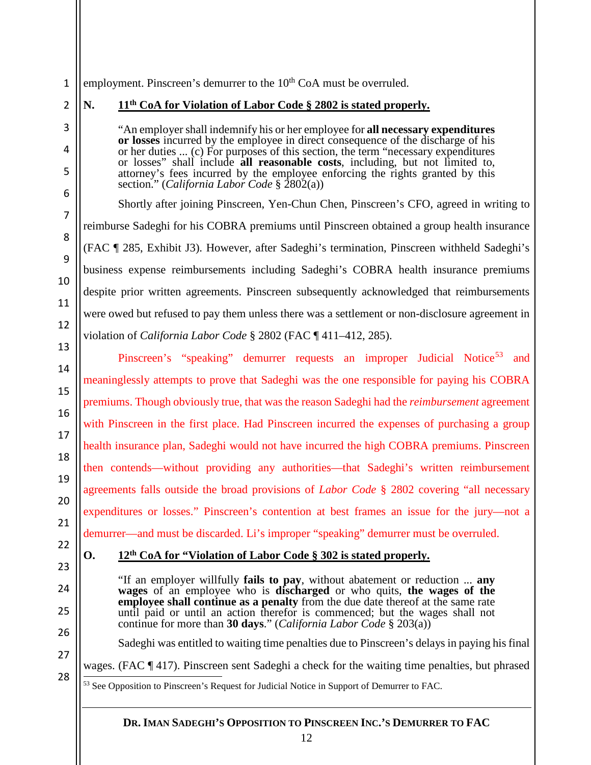employment. Pinscreen's demurrer to the 10th CoA must be overruled.

## N. 11th CoA for Violation of Labor Code § 2802 is stated properly.

> "An employer shall indemnify his or her employee for **all necessary expenditures or losses** incurred by the employee in direct consequence of the discharge of his or her duties ... (c) For purposes of this section, the term "necessary expenditures or losses" shall include **all reasonable costs**, including, but not limited to, attorney's fees incurred by the employee enforcing the rights granted by this section." (*California Labor Code* § 2802(a))

Shortly after joining Pinscreen, Yen-Chun Chen, Pinscreen's CFO, agreed in writing to reimburse Sadeghi for his COBRA premiums until Pinscreen obtained a group health insurance (FAC ¶ 285, Exhibit J3). However, after Sadeghi's termination, Pinscreen withheld Sadeghi's business expense reimbursements including Sadeghi's COBRA health insurance premiums despite prior written agreements. Pinscreen subsequently acknowledged that reimbursements were owed but refused to pay them unless there was a settlement or non-disclosure agreement in violation of *California Labor Code* § 2802 (FAC ¶ 411–412, 285).

Pinscreen's "speaking" demurrer requests an improper Judicial Notice[53] and meaninglessly attempts to prove that Sadeghi was the one responsible for paying his COBRA premiums. Though obviously true, that was the reason Sadeghi had the *reimbursement* agreement with Pinscreen in the first place. Had Pinscreen incurred the expenses of purchasing a group health insurance plan, Sadeghi would not have incurred the high COBRA premiums. Pinscreen then contends—without providing any authorities—that Sadeghi's written reimbursement agreements falls outside the broad provisions of *Labor Code* § 2802 covering "all necessary expenditures or losses." Pinscreen's contention at best frames an issue for the jury—not a demurrer—and must be discarded. Li's improper "speaking" demurrer must be overruled.

## O. 12th CoA for "Violation of Labor Code § 302 is stated properly.

> "If an employer willfully **fails to pay**, without abatement or reduction ... **any wages** of an employee who is **discharged** or who quits, **the wages of the employee shall continue as a penalty** from the due date thereof at the same rate until paid or until an action therefor is commenced; but the wages shall not continue for more than **30 days**." (*California Labor Code* § 203(a))

Sadeghi was entitled to waiting time penalties due to Pinscreen's delays in paying his final wages. (FAC ¶ 417). Pinscreen sent Sadeghi a check for the waiting time penalties, but phrased

[53] See Opposition to Pinscreen's Request for Judicial Notice in Support of Demurrer to FAC.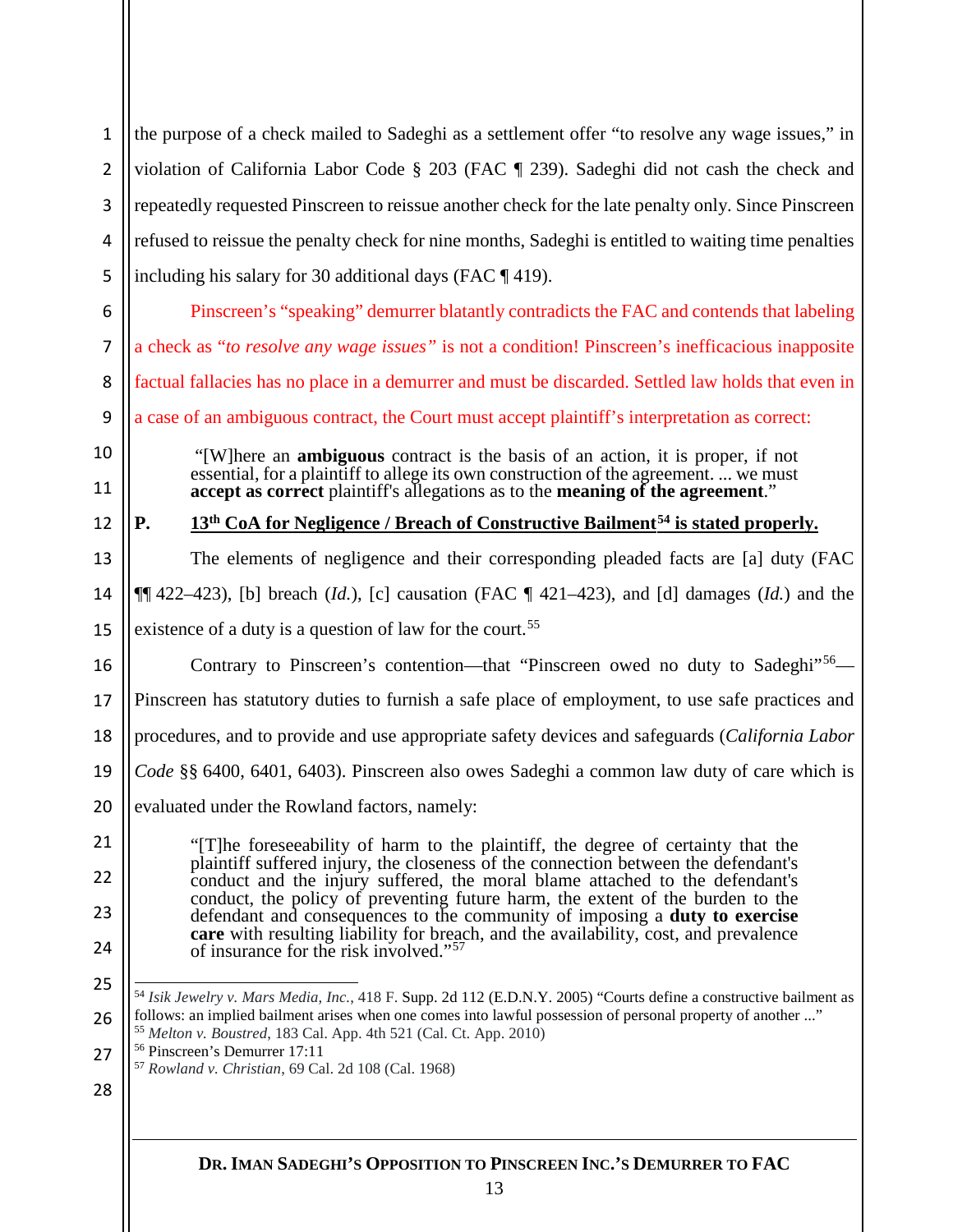the purpose of a check mailed to Sadeghi as a settlement offer "to resolve any wage issues," in violation of California Labor Code § 203 (FAC ¶ 239). Sadeghi did not cash the check and repeatedly requested Pinscreen to reissue another check for the late penalty only. Since Pinscreen refused to reissue the penalty check for nine months, Sadeghi is entitled to waiting time penalties including his salary for 30 additional days (FAC ¶ 419).

Pinscreen's "speaking" demurrer blatantly contradicts the FAC and contends that labeling a check as "*to resolve any wage issues*" is not a condition! Pinscreen's inefficacious inapposite factual fallacies has no place in a demurrer and must be discarded. Settled law holds that even in a case of an ambiguous contract, the Court must accept plaintiff's interpretation as correct:

> "[W]here an **ambiguous** contract is the basis of an action, it is proper, if not essential, for a plaintiff to allege its own construction of the agreement. ... we must **accept as correct** plaintiff's allegations as to the **meaning of the agreement**."

## P. 13th CoA for Negligence / Breach of Constructive Bailment[54] is stated properly.

The elements of negligence and their corresponding pleaded facts are [a] duty (FAC ¶¶ 422–423), [b] breach (*Id.*), [c] causation (FAC ¶ 421–423), and [d] damages (*Id.*) and the existence of a duty is a question of law for the court.[55]

Contrary to Pinscreen's contention—that "Pinscreen owed no duty to Sadeghi"[56]—Pinscreen has statutory duties to furnish a safe place of employment, to use safe practices and procedures, and to provide and use appropriate safety devices and safeguards (*California Labor Code* §§ 6400, 6401, 6403). Pinscreen also owes Sadeghi a common law duty of care which is evaluated under the Rowland factors, namely:

> "[T]he foreseeability of harm to the plaintiff, the degree of certainty that the plaintiff suffered injury, the closeness of the connection between the defendant's conduct and the injury suffered, the moral blame attached to the defendant's conduct, the policy of preventing future harm, the extent of the burden to the defendant and consequences to the community of imposing a **duty to exercise care** with resulting liability for breach, and the availability, cost, and prevalence of insurance for the risk involved."[57]

---

[54] *Isik Jewelry v. Mars Media, Inc.*, 418 F. Supp. 2d 112 (E.D.N.Y. 2005) "Courts define a constructive bailment as follows: an implied bailment arises when one comes into lawful possession of personal property of another ..."

[55] *Melton v. Boustred*, 183 Cal. App. 4th 521 (Cal. Ct. App. 2010)

[56] Pinscreen's Demurrer 17:11

[57] *Rowland v. Christian*, 69 Cal. 2d 108 (Cal. 1968)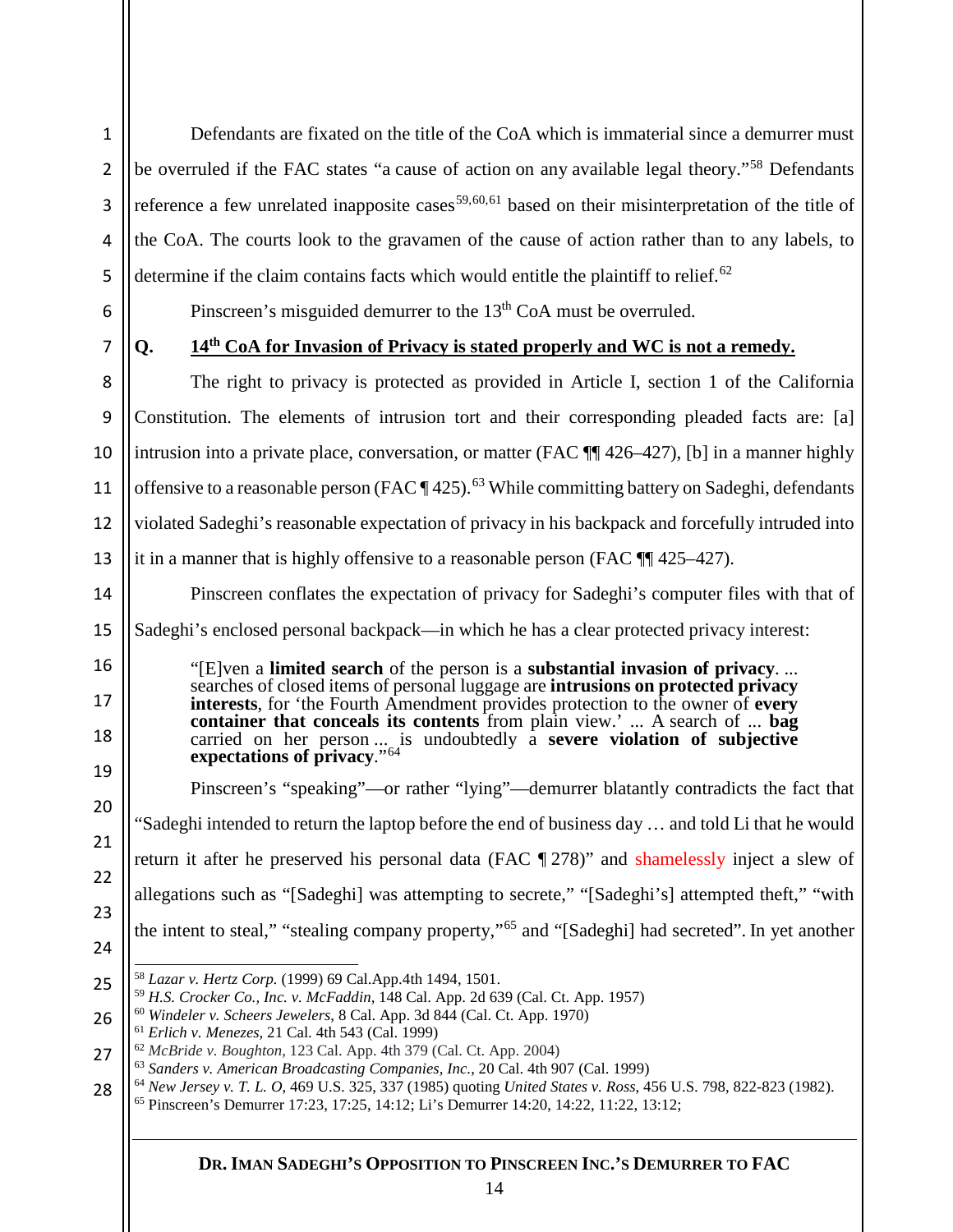Defendants are fixated on the title of the CoA which is immaterial since a demurrer must be overruled if the FAC states "a cause of action on any available legal theory."[58] Defendants reference a few unrelated inapposite cases[59,60,61] based on their misinterpretation of the title of the CoA. The courts look to the gravamen of the cause of action rather than to any labels, to determine if the claim contains facts which would entitle the plaintiff to relief.[62]

Pinscreen's misguided demurrer to the 13th CoA must be overruled.

### Q. 14th CoA for Invasion of Privacy is stated properly and WC is not a remedy.

The right to privacy is protected as provided in Article I, section 1 of the California Constitution. The elements of intrusion tort and their corresponding pleaded facts are: [a] intrusion into a private place, conversation, or matter (FAC ¶¶ 426–427), [b] in a manner highly offensive to a reasonable person (FAC ¶ 425).[63] While committing battery on Sadeghi, defendants violated Sadeghi's reasonable expectation of privacy in his backpack and forcefully intruded into it in a manner that is highly offensive to a reasonable person (FAC ¶¶ 425–427).

Pinscreen conflates the expectation of privacy for Sadeghi's computer files with that of Sadeghi's enclosed personal backpack—in which he has a clear protected privacy interest:

> "[E]ven a **limited search** of the person is a **substantial invasion of privacy**. ... searches of closed items of personal luggage are **intrusions on protected privacy interests**, for 'the Fourth Amendment provides protection to the owner of **every container that conceals its contents** from plain view.' ... A search of ... **bag** carried on her person ... is undoubtedly a **severe violation of subjective expectations of privacy**."[64]

Pinscreen's "speaking"—or rather "lying"—demurrer blatantly contradicts the fact that "Sadeghi intended to return the laptop before the end of business day … and told Li that he would return it after he preserved his personal data (FAC ¶ 278)" and shamelessly inject a slew of allegations such as "[Sadeghi] was attempting to secrete," "[Sadeghi's] attempted theft," "with the intent to steal," "stealing company property,"[65] and "[Sadeghi] had secreted". In yet another

---

[58] *Lazar v. Hertz Corp.* (1999) 69 Cal.App.4th 1494, 1501.
[59] *H.S. Crocker Co., Inc. v. McFaddin*, 148 Cal. App. 2d 639 (Cal. Ct. App. 1957)
[60] *Windeler v. Scheers Jewelers*, 8 Cal. App. 3d 844 (Cal. Ct. App. 1970)
[61] *Erlich v. Menezes*, 21 Cal. 4th 543 (Cal. 1999)
[62] *McBride v. Boughton*, 123 Cal. App. 4th 379 (Cal. Ct. App. 2004)
[63] *Sanders v. American Broadcasting Companies, Inc.*, 20 Cal. 4th 907 (Cal. 1999)
[64] *New Jersey v. T. L. O*, 469 U.S. 325, 337 (1985) quoting *United States v. Ross*, 456 U.S. 798, 822-823 (1982).
[65] Pinscreen's Demurrer 17:23, 17:25, 14:12; Li's Demurrer 14:20, 14:22, 11:22, 13:12;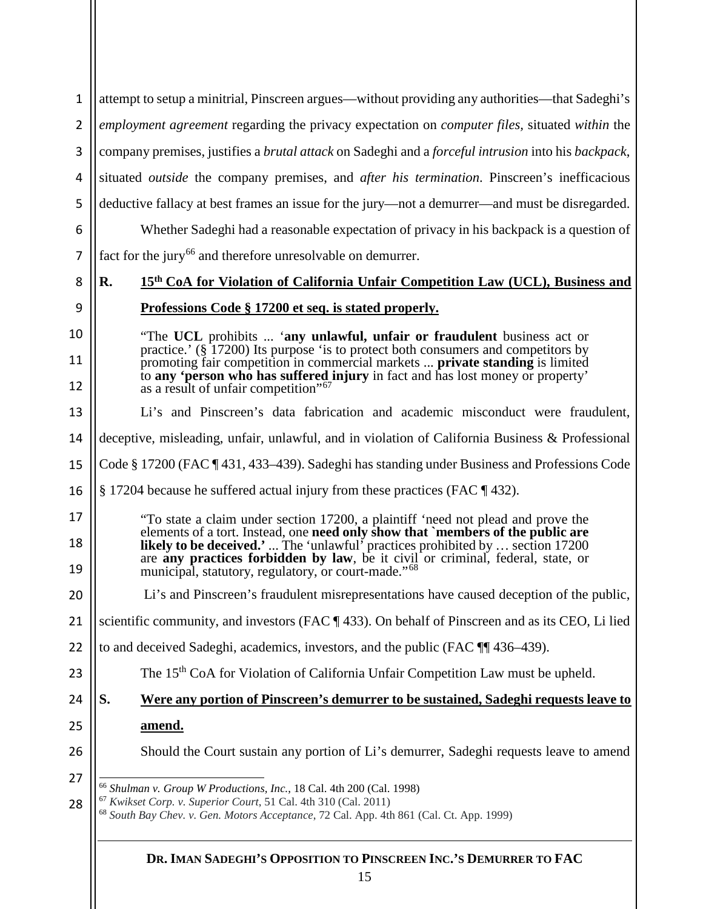attempt to setup a minitrial, Pinscreen argues—without providing any authorities—that Sadeghi's *employment agreement* regarding the privacy expectation on *computer files*, situated *within* the company premises, justifies a *brutal attack* on Sadeghi and a *forceful intrusion* into his *backpack*, situated *outside* the company premises, and *after his termination*. Pinscreen's inefficacious deductive fallacy at best frames an issue for the jury—not a demurrer—and must be disregarded.

Whether Sadeghi had a reasonable expectation of privacy in his backpack is a question of fact for the jury[66] and therefore unresolvable on demurrer.

## R. 15th CoA for Violation of California Unfair Competition Law (UCL), Business and Professions Code § 17200 et seq. is stated properly.

> "The **UCL** prohibits ... '**any unlawful, unfair or fraudulent** business act or practice.' (§ 17200) Its purpose 'is to protect both consumers and competitors by promoting fair competition in commercial markets ... **private standing** is limited to **any 'person who has suffered injury** in fact and has lost money or property' as a result of unfair competition"[67]

Li's and Pinscreen's data fabrication and academic misconduct were fraudulent, deceptive, misleading, unfair, unlawful, and in violation of California Business & Professional Code § 17200 (FAC ¶ 431, 433–439). Sadeghi has standing under Business and Professions Code § 17204 because he suffered actual injury from these practices (FAC ¶ 432).

> "To state a claim under section 17200, a plaintiff 'need not plead and prove the elements of a tort. Instead, one **need only show that `members of the public are likely to be deceived.'** ... The 'unlawful' practices prohibited by … section 17200 are **any practices forbidden by law**, be it civil or criminal, federal, state, or municipal, statutory, regulatory, or court-made."[68]

Li's and Pinscreen's fraudulent misrepresentations have caused deception of the public, scientific community, and investors (FAC ¶ 433). On behalf of Pinscreen and as its CEO, Li lied to and deceived Sadeghi, academics, investors, and the public (FAC ¶¶ 436–439).

The 15th CoA for Violation of California Unfair Competition Law must be upheld.

## S. Were any portion of Pinscreen's demurrer to be sustained, Sadeghi requests leave to amend.

Should the Court sustain any portion of Li's demurrer, Sadeghi requests leave to amend

---

[66] *Shulman v. Group W Productions, Inc.*, 18 Cal. 4th 200 (Cal. 1998)

[67] *Kwikset Corp. v. Superior Court*, 51 Cal. 4th 310 (Cal. 2011)

[68] *South Bay Chev. v. Gen. Motors Acceptance*, 72 Cal. App. 4th 861 (Cal. Ct. App. 1999)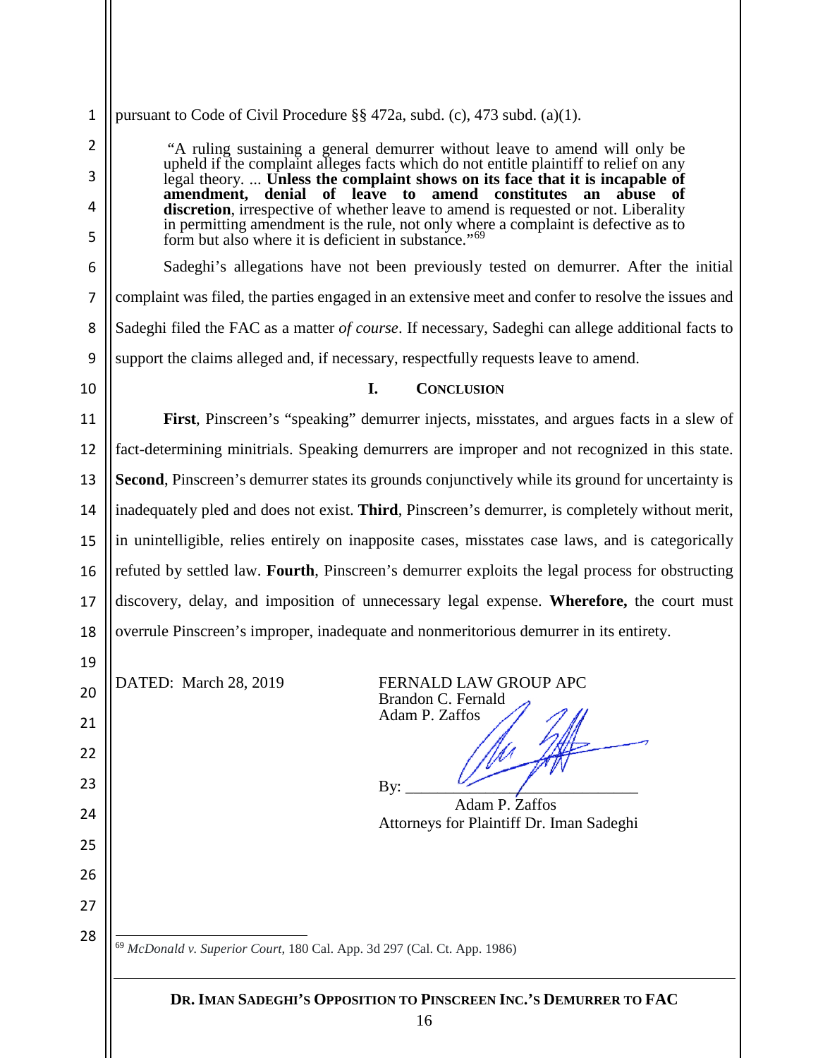pursuant to Code of Civil Procedure §§ 472a, subd. (c), 473 subd. (a)(1).

> "A ruling sustaining a general demurrer without leave to amend will only be upheld if the complaint alleges facts which do not entitle plaintiff to relief on any legal theory. ... **Unless the complaint shows on its face that it is incapable of amendment, denial of leave to amend constitutes an abuse of discretion**, irrespective of whether leave to amend is requested or not. Liberality in permitting amendment is the rule, not only where a complaint is defective as to form but also where it is deficient in substance."[69]

Sadeghi's allegations have not been previously tested on demurrer. After the initial complaint was filed, the parties engaged in an extensive meet and confer to resolve the issues and Sadeghi filed the FAC as a matter *of course*. If necessary, Sadeghi can allege additional facts to support the claims alleged and, if necessary, respectfully requests leave to amend.

## I. CONCLUSION

**First**, Pinscreen's "speaking" demurrer injects, misstates, and argues facts in a slew of fact-determining minitrials. Speaking demurrers are improper and not recognized in this state. **Second**, Pinscreen's demurrer states its grounds conjunctively while its ground for uncertainty is inadequately pled and does not exist. **Third**, Pinscreen's demurrer, is completely without merit, in unintelligible, relies entirely on inapposite cases, misstates case laws, and is categorically refuted by settled law. **Fourth**, Pinscreen's demurrer exploits the legal process for obstructing discovery, delay, and imposition of unnecessary legal expense. **Wherefore,** the court must overrule Pinscreen's improper, inadequate and nonmeritorious demurrer in its entirety.

DATED: March 28, 2019

FERNALD LAW GROUP APC
Brandon C. Fernald
Adam P. Zaffos

By: ______________________________
Adam P. Zaffos
Attorneys for Plaintiff Dr. Iman Sadeghi

[69] *McDonald v. Superior Court*, 180 Cal. App. 3d 297 (Cal. Ct. App. 1986)